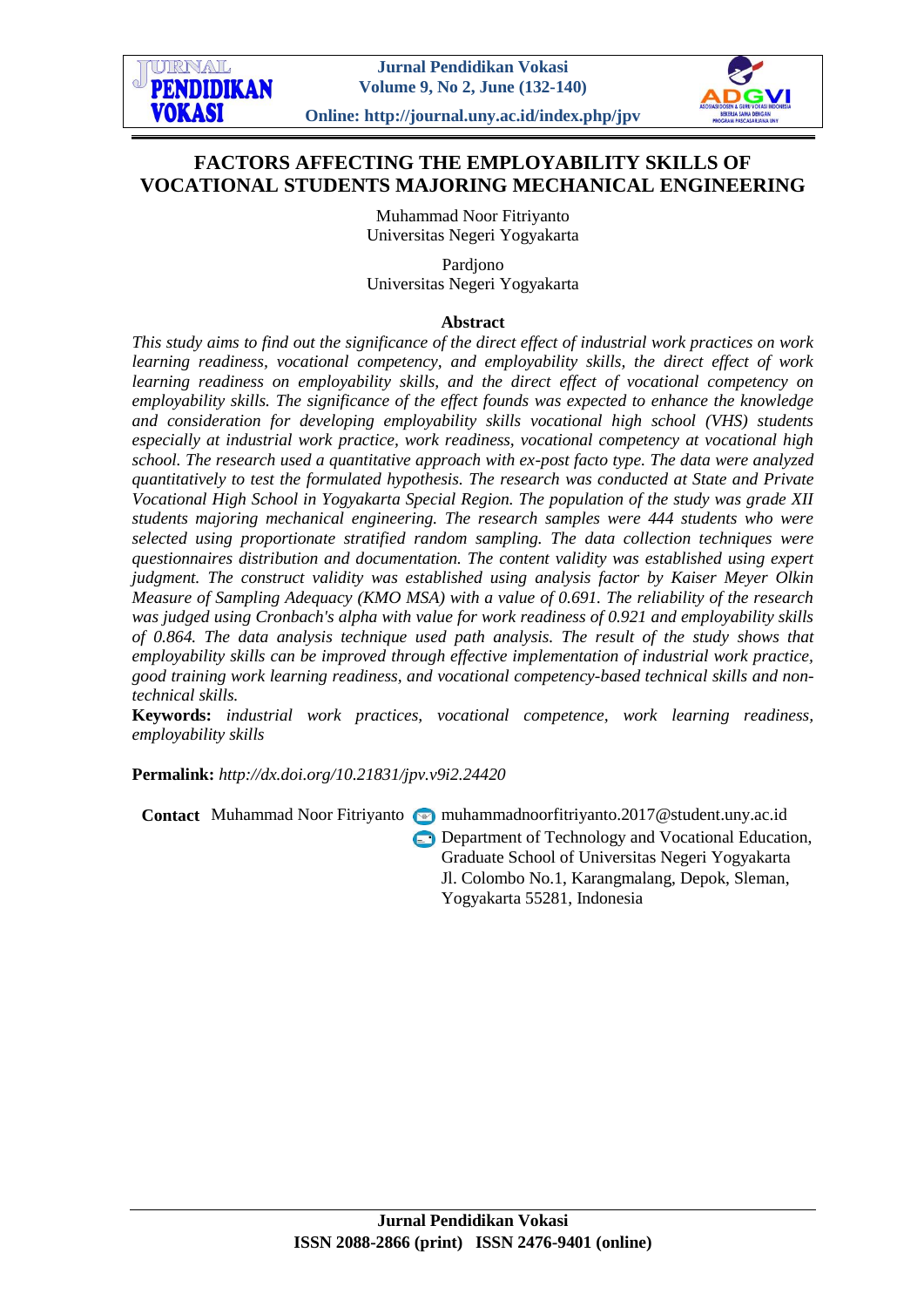# FACTORS AFFECTING THE EMPLOYABILITY SKILLS OF VOCATIONAL STUDENTS MAJORING MECHANICAL ENGINEERING

Muhammad Noor Fitriyanto
Universitas Negeri Yogyakarta

Pardjono
Universitas Negeri Yogyakarta

**Abstract**

*This study aims to find out the significance of the direct effect of industrial work practices on work learning readiness, vocational competency, and employability skills, the direct effect of work learning readiness on employability skills, and the direct effect of vocational competency on employability skills. The significance of the effect founds was expected to enhance the knowledge and consideration for developing employability skills vocational high school (VHS) students especially at industrial work practice, work readiness, vocational competency at vocational high school. The research used a quantitative approach with ex-post facto type. The data were analyzed quantitatively to test the formulated hypothesis. The research was conducted at State and Private Vocational High School in Yogyakarta Special Region. The population of the study was grade XII students majoring mechanical engineering. The research samples were 444 students who were selected using proportionate stratified random sampling. The data collection techniques were questionnaires distribution and documentation. The content validity was established using expert judgment. The construct validity was established using analysis factor by Kaiser Meyer Olkin Measure of Sampling Adequacy (KMO MSA) with a value of 0.691. The reliability of the research was judged using Cronbach's alpha with value for work readiness of 0.921 and employability skills of 0.864. The data analysis technique used path analysis. The result of the study shows that employability skills can be improved through effective implementation of industrial work practice, good training work learning readiness, and vocational competency-based technical skills and non-technical skills.*

**Keywords:** *industrial work practices, vocational competence, work learning readiness, employability skills*

**Permalink:** *http://dx.doi.org/10.21831/jpv.v9i2.24420*

**Contact** Muhammad Noor Fitriyanto muhammadnoorfitriyanto.2017@student.uny.ac.id
Department of Technology and Vocational Education, Graduate School of Universitas Negeri Yogyakarta
Jl. Colombo No.1, Karangmalang, Depok, Sleman, Yogyakarta 55281, Indonesia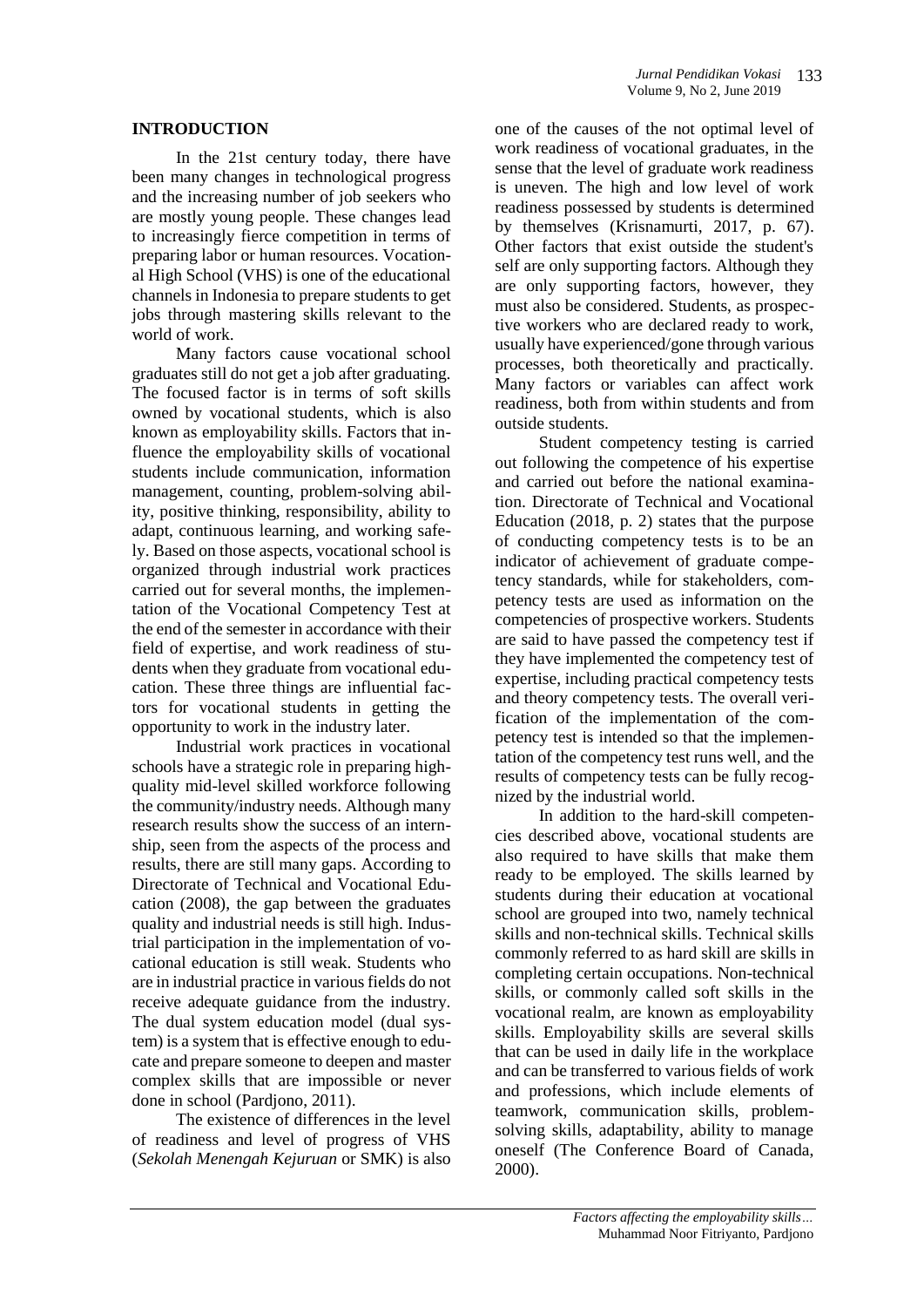## INTRODUCTION

In the 21st century today, there have been many changes in technological progress and the increasing number of job seekers who are mostly young people. These changes lead to increasingly fierce competition in terms of preparing labor or human resources. Vocational High School (VHS) is one of the educational channels in Indonesia to prepare students to get jobs through mastering skills relevant to the world of work.

Many factors cause vocational school graduates still do not get a job after graduating. The focused factor is in terms of soft skills owned by vocational students, which is also known as employability skills. Factors that influence the employability skills of vocational students include communication, information management, counting, problem-solving ability, positive thinking, responsibility, ability to adapt, continuous learning, and working safely. Based on those aspects, vocational school is organized through industrial work practices carried out for several months, the implementation of the Vocational Competency Test at the end of the semester in accordance with their field of expertise, and work readiness of students when they graduate from vocational education. These three things are influential factors for vocational students in getting the opportunity to work in the industry later.

Industrial work practices in vocational schools have a strategic role in preparing high-quality mid-level skilled workforce following the community/industry needs. Although many research results show the success of an internship, seen from the aspects of the process and results, there are still many gaps. According to Directorate of Technical and Vocational Education (2008), the gap between the graduates quality and industrial needs is still high. Industrial participation in the implementation of vocational education is still weak. Students who are in industrial practice in various fields do not receive adequate guidance from the industry. The dual system education model (dual system) is a system that is effective enough to educate and prepare someone to deepen and master complex skills that are impossible or never done in school (Pardjono, 2011).

The existence of differences in the level of readiness and level of progress of VHS (*Sekolah Menengah Kejuruan* or SMK) is also one of the causes of the not optimal level of work readiness of vocational graduates, in the sense that the level of graduate work readiness is uneven. The high and low level of work readiness possessed by students is determined by themselves (Krisnamurti, 2017, p. 67). Other factors that exist outside the student's self are only supporting factors. Although they are only supporting factors, however, they must also be considered. Students, as prospective workers who are declared ready to work, usually have experienced/gone through various processes, both theoretically and practically. Many factors or variables can affect work readiness, both from within students and from outside students.

Student competency testing is carried out following the competence of his expertise and carried out before the national examination. Directorate of Technical and Vocational Education (2018, p. 2) states that the purpose of conducting competency tests is to be an indicator of achievement of graduate competency standards, while for stakeholders, competency tests are used as information on the competencies of prospective workers. Students are said to have passed the competency test if they have implemented the competency test of expertise, including practical competency tests and theory competency tests. The overall verification of the implementation of the competency test is intended so that the implementation of the competency test runs well, and the results of competency tests can be fully recognized by the industrial world.

In addition to the hard-skill competencies described above, vocational students are also required to have skills that make them ready to be employed. The skills learned by students during their education at vocational school are grouped into two, namely technical skills and non-technical skills. Technical skills commonly referred to as hard skill are skills in completing certain occupations. Non-technical skills, or commonly called soft skills in the vocational realm, are known as employability skills. Employability skills are several skills that can be used in daily life in the workplace and can be transferred to various fields of work and professions, which include elements of teamwork, communication skills, problem-solving skills, adaptability, ability to manage oneself (The Conference Board of Canada, 2000).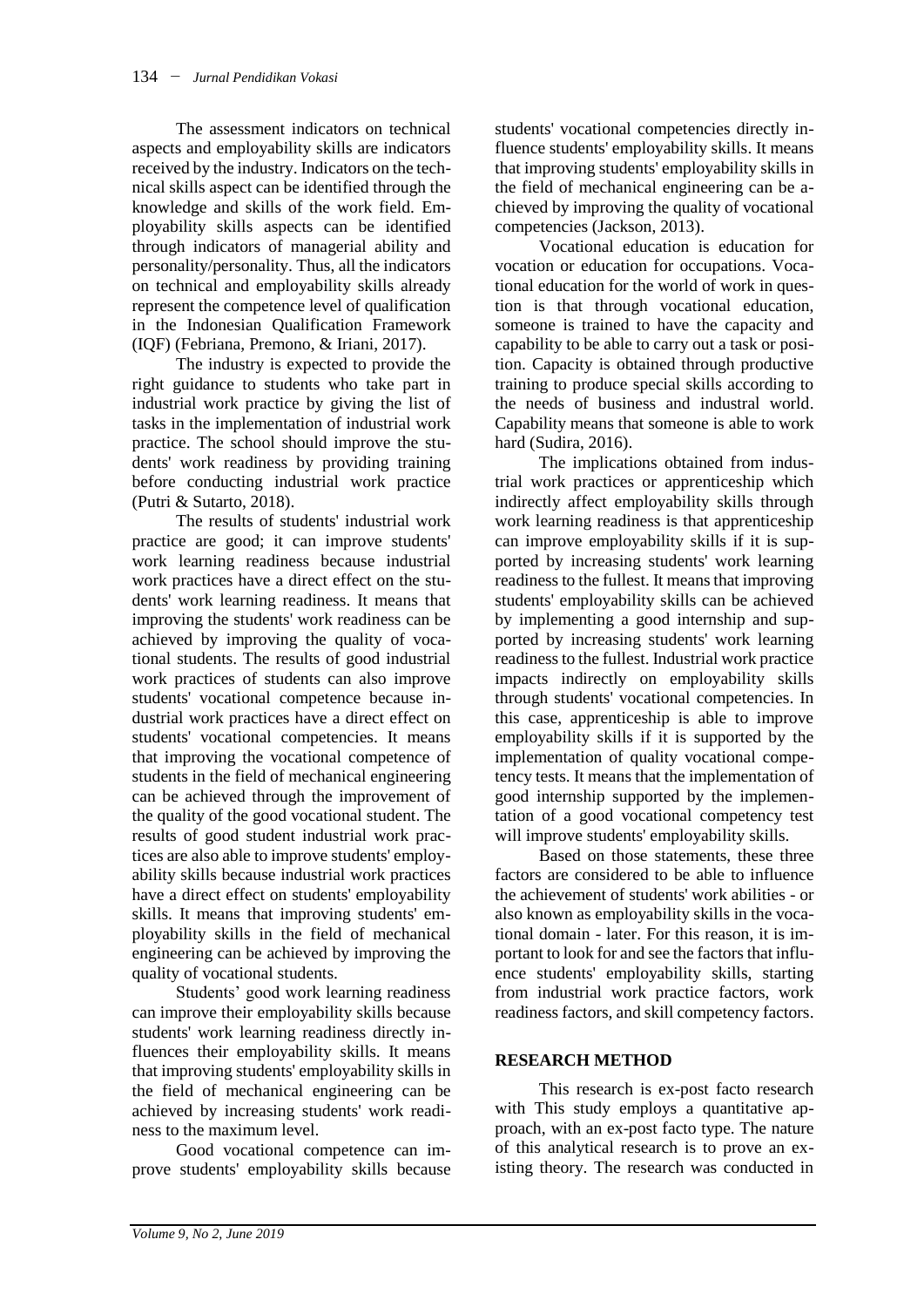The assessment indicators on technical aspects and employability skills are indicators received by the industry. Indicators on the technical skills aspect can be identified through the knowledge and skills of the work field. Employability skills aspects can be identified through indicators of managerial ability and personality/personality. Thus, all the indicators on technical and employability skills already represent the competence level of qualification in the Indonesian Qualification Framework (IQF) (Febriana, Premono, & Iriani, 2017).

The industry is expected to provide the right guidance to students who take part in industrial work practice by giving the list of tasks in the implementation of industrial work practice. The school should improve the students' work readiness by providing training before conducting industrial work practice (Putri & Sutarto, 2018).

The results of students' industrial work practice are good; it can improve students' work learning readiness because industrial work practices have a direct effect on the students' work learning readiness. It means that improving the students' work readiness can be achieved by improving the quality of vocational students. The results of good industrial work practices of students can also improve students' vocational competence because industrial work practices have a direct effect on students' vocational competencies. It means that improving the vocational competence of students in the field of mechanical engineering can be achieved through the improvement of the quality of the good vocational student. The results of good student industrial work practices are also able to improve students' employability skills because industrial work practices have a direct effect on students' employability skills. It means that improving students' employability skills in the field of mechanical engineering can be achieved by improving the quality of vocational students.

Students' good work learning readiness can improve their employability skills because students' work learning readiness directly influences their employability skills. It means that improving students' employability skills in the field of mechanical engineering can be achieved by increasing students' work readiness to the maximum level.

Good vocational competence can improve students' employability skills because students' vocational competencies directly influence students' employability skills. It means that improving students' employability skills in the field of mechanical engineering can be achieved by improving the quality of vocational competencies (Jackson, 2013).

Vocational education is education for vocation or education for occupations. Vocational education for the world of work in question is that through vocational education, someone is trained to have the capacity and capability to be able to carry out a task or position. Capacity is obtained through productive training to produce special skills according to the needs of business and industrial world. Capability means that someone is able to work hard (Sudira, 2016).

The implications obtained from industrial work practices or apprenticeship which indirectly affect employability skills through work learning readiness is that apprenticeship can improve employability skills if it is supported by increasing students' work learning readiness to the fullest. It means that improving students' employability skills can be achieved by implementing a good internship and supported by increasing students' work learning readiness to the fullest. Industrial work practice impacts indirectly on employability skills through students' vocational competencies. In this case, apprenticeship is able to improve employability skills if it is supported by the implementation of quality vocational competency tests. It means that the implementation of good internship supported by the implementation of a good vocational competency test will improve students' employability skills.

Based on those statements, these three factors are considered to be able to influence the achievement of students' work abilities - or also known as employability skills in the vocational domain - later. For this reason, it is important to look for and see the factors that influence students' employability skills, starting from industrial work practice factors, work readiness factors, and skill competency factors.

## RESEARCH METHOD

This research is ex-post facto research with This study employs a quantitative approach, with an ex-post facto type. The nature of this analytical research is to prove an existing theory. The research was conducted in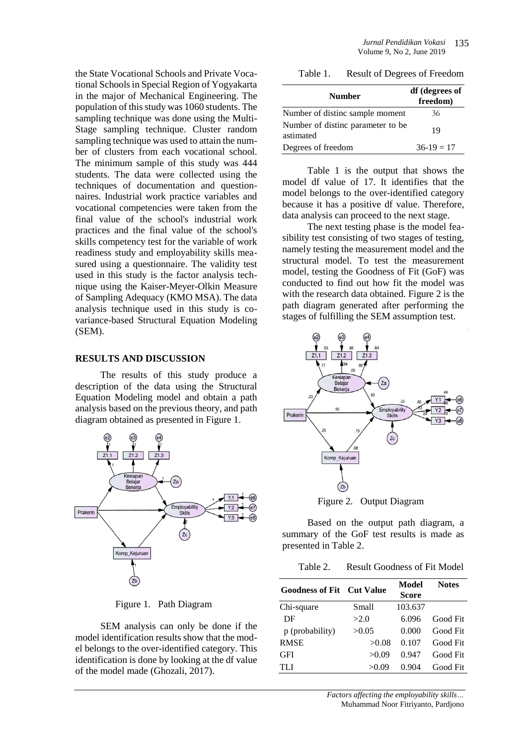the State Vocational Schools and Private Vocational Schools in Special Region of Yogyakarta in the major of Mechanical Engineering. The population of this study was 1060 students. The sampling technique was done using the Multi-Stage sampling technique. Cluster random sampling technique was used to attain the number of clusters from each vocational school. The minimum sample of this study was 444 students. The data were collected using the techniques of documentation and questionnaires. Industrial work practice variables and vocational competencies were taken from the final value of the school's industrial work practices and the final value of the school's skills competency test for the variable of work readiness study and employability skills measured using a questionnaire. The validity test used in this study is the factor analysis technique using the Kaiser-Meyer-Olkin Measure of Sampling Adequacy (KMO MSA). The data analysis technique used in this study is covariance-based Structural Equation Modeling (SEM).

## RESULTS AND DISCUSSION

The results of this study produce a description of the data using the Structural Equation Modeling model and obtain a path analysis based on the previous theory, and path diagram obtained as presented in Figure 1.

Figure 1. Path Diagram

SEM analysis can only be done if the model identification results show that the model belongs to the over-identified category. This identification is done by looking at the df value of the model made (Ghozali, 2017).

Table 1. Result of Degrees of Freedom

| Number | df (degrees of freedom) |
|---|---|
| Number of distinc sample moment | 36 |
| Number of distinc parameter to be astimated | 19 |
| Degrees of freedom | 36-19 = 17 |

Table 1 is the output that shows the model df value of 17. It identifies that the model belongs to the over-identified category because it has a positive df value. Therefore, data analysis can proceed to the next stage.

The next testing phase is the model feasibility test consisting of two stages of testing, namely testing the measurement model and the structural model. To test the measurement model, testing the Goodness of Fit (GoF) was conducted to find out how fit the model was with the research data obtained. Figure 2 is the path diagram generated after performing the stages of fulfilling the SEM assumption test.

Figure 2. Output Diagram

Based on the output path diagram, a summary of the GoF test results is made as presented in Table 2.

Table 2. Result Goodness of Fit Model

| Goodness of Fit | Cut Value | Model Score | Notes |
|---|---|---|---|
| Chi-square | Small | 103.637 | |
| DF | >2.0 | 6.096 | Good Fit |
| p (probability) | >0.05 | 0.000 | Good Fit |
| RMSE | >0.08 | 0.107 | Good Fit |
| GFI | >0.09 | 0.947 | Good Fit |
| TLI | >0.09 | 0.904 | Good Fit |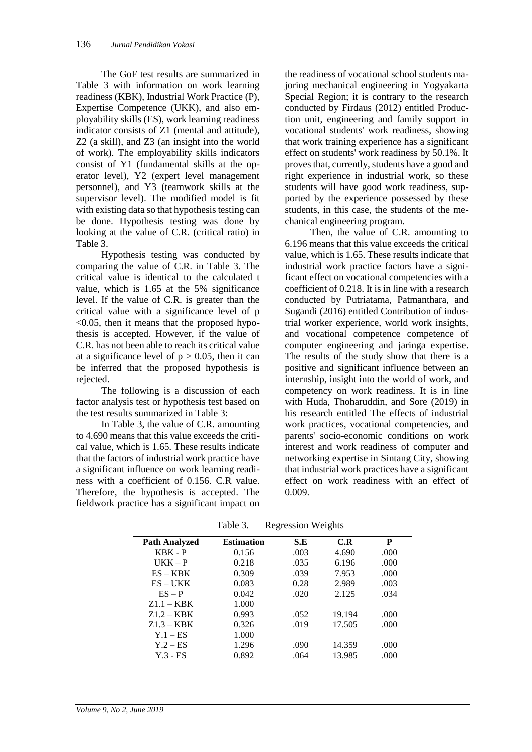The GoF test results are summarized in Table 3 with information on work learning readiness (KBK), Industrial Work Practice (P), Expertise Competence (UKK), and also employability skills (ES), work learning readiness indicator consists of Z1 (mental and attitude), Z2 (a skill), and Z3 (an insight into the world of work). The employability skills indicators consist of Y1 (fundamental skills at the operator level), Y2 (expert level management personnel), and Y3 (teamwork skills at the supervisor level). The modified model is fit with existing data so that hypothesis testing can be done. Hypothesis testing was done by looking at the value of C.R. (critical ratio) in Table 3.

Hypothesis testing was conducted by comparing the value of C.R. in Table 3. The critical value is identical to the calculated t value, which is 1.65 at the 5% significance level. If the value of C.R. is greater than the critical value with a significance level of $p < 0.05$, then it means that the proposed hypothesis is accepted. However, if the value of C.R. has not been able to reach its critical value at a significance level of $p > 0.05$, then it can be inferred that the proposed hypothesis is rejected.

The following is a discussion of each factor analysis test or hypothesis test based on the test results summarized in Table 3:

In Table 3, the value of C.R. amounting to 4.690 means that this value exceeds the critical value, which is 1.65. These results indicate that the factors of industrial work practice have a significant influence on work learning readiness with a coefficient of 0.156. C.R value. Therefore, the hypothesis is accepted. The fieldwork practice has a significant impact on the readiness of vocational school students majoring mechanical engineering in Yogyakarta Special Region; it is contrary to the research conducted by Firdaus (2012) entitled Production unit, engineering and family support in vocational students' work readiness, showing that work training experience has a significant effect on students' work readiness by 50.1%. It proves that, currently, students have a good and right experience in industrial work, so these students will have good work readiness, supported by the experience possessed by these students, in this case, the students of the mechanical engineering program.

Then, the value of C.R. amounting to 6.196 means that this value exceeds the critical value, which is 1.65. These results indicate that industrial work practice factors have a significant effect on vocational competencies with a coefficient of 0.218. It is in line with a research conducted by Putriatama, Patmanthara, and Sugandi (2016) entitled Contribution of industrial worker experience, world work insights, and vocational competence competence of computer engineering and jaringa expertise. The results of the study show that there is a positive and significant influence between an internship, insight into the world of work, and competency on work readiness. It is in line with Huda, Thoharuddin, and Sore (2019) in his research entitled The effects of industrial work practices, vocational competencies, and parents' socio-economic conditions on work interest and work readiness of computer and networking expertise in Sintang City, showing that industrial work practices have a significant effect on work readiness with an effect of 0.009.

Table 3. Regression Weights

| Path Analyzed | Estimation | S.E | C.R | P |
|---|---|---|---|---|
| KBK - P | 0.156 | .003 | 4.690 | .000 |
| UKK – P | 0.218 | .035 | 6.196 | .000 |
| ES – KBK | 0.309 | .039 | 7.953 | .000 |
| ES – UKK | 0.083 | 0.28 | 2.989 | .003 |
| ES – P | 0.042 | .020 | 2.125 | .034 |
| Z1.1 – KBK | 1.000 | | | |
| Z1.2 – KBK | 0.993 | .052 | 19.194 | .000 |
| Z1.3 – KBK | 0.326 | .019 | 17.505 | .000 |
| Y.1 – ES | 1.000 | | | |
| Y.2 – ES | 1.296 | .090 | 14.359 | .000 |
| Y.3 - ES | 0.892 | .064 | 13.985 | .000 |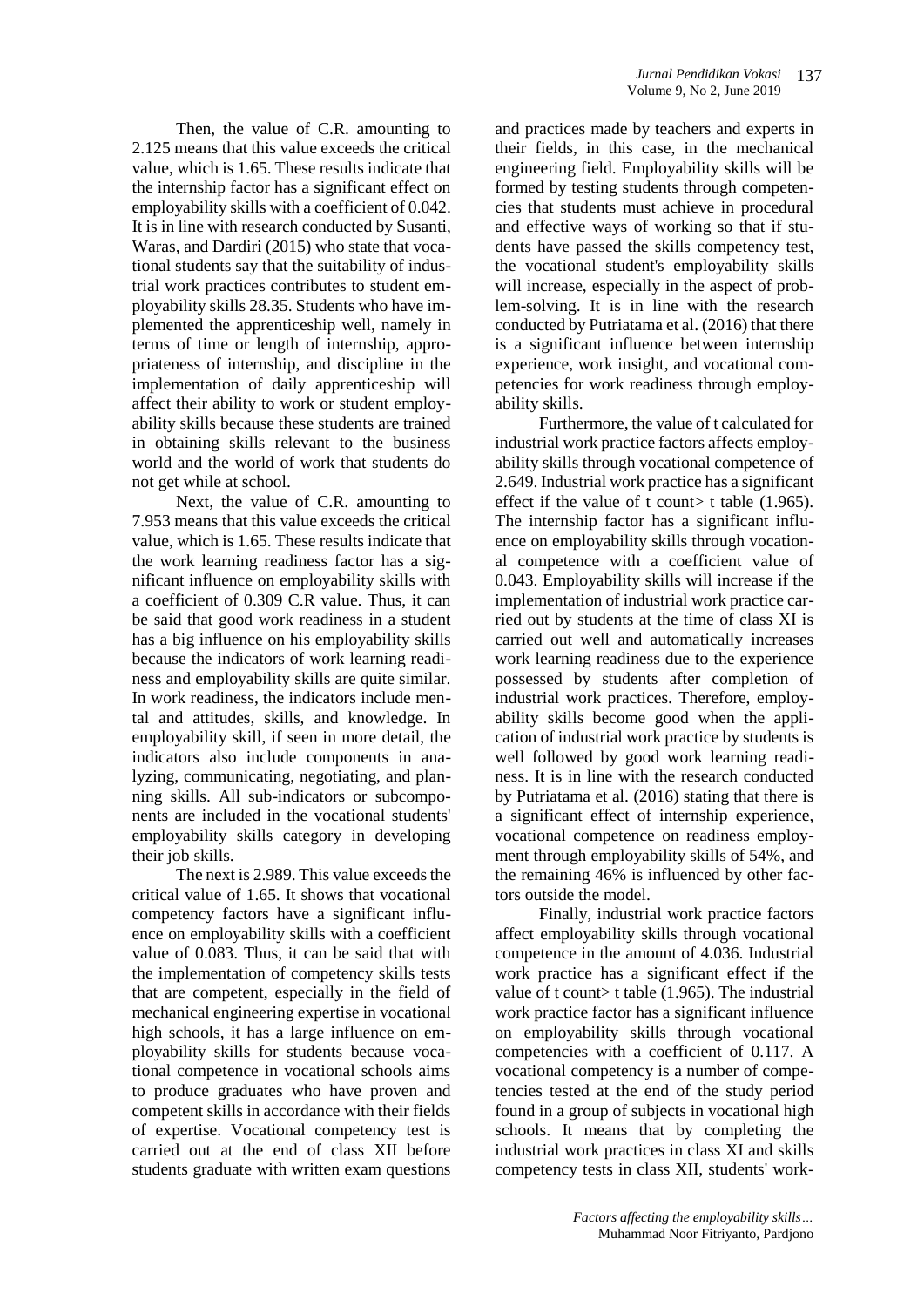Then, the value of C.R. amounting to 2.125 means that this value exceeds the critical value, which is 1.65. These results indicate that the internship factor has a significant effect on employability skills with a coefficient of 0.042. It is in line with research conducted by Susanti, Waras, and Dardiri (2015) who state that vocational students say that the suitability of industrial work practices contributes to student employability skills 28.35. Students who have implemented the apprenticeship well, namely in terms of time or length of internship, appropriateness of internship, and discipline in the implementation of daily apprenticeship will affect their ability to work or student employability skills because these students are trained in obtaining skills relevant to the business world and the world of work that students do not get while at school.

Next, the value of C.R. amounting to 7.953 means that this value exceeds the critical value, which is 1.65. These results indicate that the work learning readiness factor has a significant influence on employability skills with a coefficient of 0.309 C.R value. Thus, it can be said that good work readiness in a student has a big influence on his employability skills because the indicators of work learning readiness and employability skills are quite similar. In work readiness, the indicators include mental and attitudes, skills, and knowledge. In employability skill, if seen in more detail, the indicators also include components in analyzing, communicating, negotiating, and planning skills. All sub-indicators or subcomponents are included in the vocational students' employability skills category in developing their job skills.

The next is 2.989. This value exceeds the critical value of 1.65. It shows that vocational competency factors have a significant influence on employability skills with a coefficient value of 0.083. Thus, it can be said that with the implementation of competency skills tests that are competent, especially in the field of mechanical engineering expertise in vocational high schools, it has a large influence on employability skills for students because vocational competence in vocational schools aims to produce graduates who have proven and competent skills in accordance with their fields of expertise. Vocational competency test is carried out at the end of class XII before students graduate with written exam questions and practices made by teachers and experts in their fields, in this case, in the mechanical engineering field. Employability skills will be formed by testing students through competencies that students must achieve in procedural and effective ways of working so that if students have passed the skills competency test, the vocational student's employability skills will increase, especially in the aspect of problem-solving. It is in line with the research conducted by Putriatama et al. (2016) that there is a significant influence between internship experience, work insight, and vocational competencies for work readiness through employability skills.

Furthermore, the value of t calculated for industrial work practice factors affects employability skills through vocational competence of 2.649. Industrial work practice has a significant effect if the value of t count> t table (1.965). The internship factor has a significant influence on employability skills through vocational competence with a coefficient value of 0.043. Employability skills will increase if the implementation of industrial work practice carried out by students at the time of class XI is carried out well and automatically increases work learning readiness due to the experience possessed by students after completion of industrial work practices. Therefore, employability skills become good when the application of industrial work practice by students is well followed by good work learning readiness. It is in line with the research conducted by Putriatama et al. (2016) stating that there is a significant effect of internship experience, vocational competence on readiness employment through employability skills of 54%, and the remaining 46% is influenced by other factors outside the model.

Finally, industrial work practice factors affect employability skills through vocational competence in the amount of 4.036. Industrial work practice has a significant effect if the value of t count> t table (1.965). The industrial work practice factor has a significant influence on employability skills through vocational competencies with a coefficient of 0.117. A vocational competency is a number of competencies tested at the end of the study period found in a group of subjects in vocational high schools. It means that by completing the industrial work practices in class XI and skills competency tests in class XII, students' work-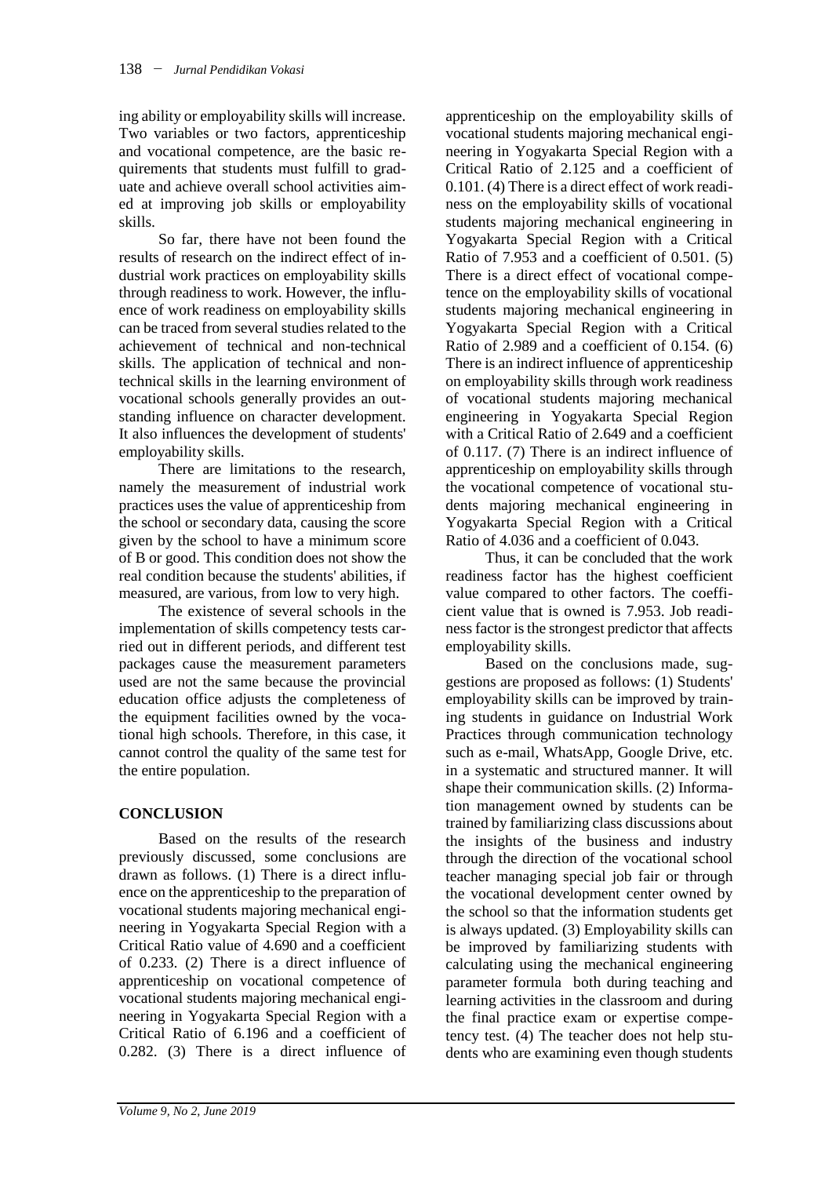ing ability or employability skills will increase. Two variables or two factors, apprenticeship and vocational competence, are the basic requirements that students must fulfill to graduate and achieve overall school activities aimed at improving job skills or employability skills.

So far, there have not been found the results of research on the indirect effect of industrial work practices on employability skills through readiness to work. However, the influence of work readiness on employability skills can be traced from several studies related to the achievement of technical and non-technical skills. The application of technical and non-technical skills in the learning environment of vocational schools generally provides an outstanding influence on character development. It also influences the development of students' employability skills.

There are limitations to the research, namely the measurement of industrial work practices uses the value of apprenticeship from the school or secondary data, causing the score given by the school to have a minimum score of B or good. This condition does not show the real condition because the students' abilities, if measured, are various, from low to very high.

The existence of several schools in the implementation of skills competency tests carried out in different periods, and different test packages cause the measurement parameters used are not the same because the provincial education office adjusts the completeness of the equipment facilities owned by the vocational high schools. Therefore, in this case, it cannot control the quality of the same test for the entire population.

## CONCLUSION

Based on the results of the research previously discussed, some conclusions are drawn as follows. (1) There is a direct influence on the apprenticeship to the preparation of vocational students majoring mechanical engineering in Yogyakarta Special Region with a Critical Ratio value of 4.690 and a coefficient of 0.233. (2) There is a direct influence of apprenticeship on vocational competence of vocational students majoring mechanical engineering in Yogyakarta Special Region with a Critical Ratio of 6.196 and a coefficient of 0.282. (3) There is a direct influence of apprenticeship on the employability skills of vocational students majoring mechanical engineering in Yogyakarta Special Region with a Critical Ratio of 2.125 and a coefficient of 0.101. (4) There is a direct effect of work readiness on the employability skills of vocational students majoring mechanical engineering in Yogyakarta Special Region with a Critical Ratio of 7.953 and a coefficient of 0.501. (5) There is a direct effect of vocational competence on the employability skills of vocational students majoring mechanical engineering in Yogyakarta Special Region with a Critical Ratio of 2.989 and a coefficient of 0.154. (6) There is an indirect influence of apprenticeship on employability skills through work readiness of vocational students majoring mechanical engineering in Yogyakarta Special Region with a Critical Ratio of 2.649 and a coefficient of 0.117. (7) There is an indirect influence of apprenticeship on employability skills through the vocational competence of vocational students majoring mechanical engineering in Yogyakarta Special Region with a Critical Ratio of 4.036 and a coefficient of 0.043.

Thus, it can be concluded that the work readiness factor has the highest coefficient value compared to other factors. The coefficient value that is owned is 7.953. Job readiness factor is the strongest predictor that affects employability skills.

Based on the conclusions made, suggestions are proposed as follows: (1) Students' employability skills can be improved by training students in guidance on Industrial Work Practices through communication technology such as e-mail, WhatsApp, Google Drive, etc. in a systematic and structured manner. It will shape their communication skills. (2) Information management owned by students can be trained by familiarizing class discussions about the insights of the business and industry through the direction of the vocational school teacher managing special job fair or through the vocational development center owned by the school so that the information students get is always updated. (3) Employability skills can be improved by familiarizing students with calculating using the mechanical engineering parameter formula both during teaching and learning activities in the classroom and during the final practice exam or expertise competency test. (4) The teacher does not help students who are examining even though students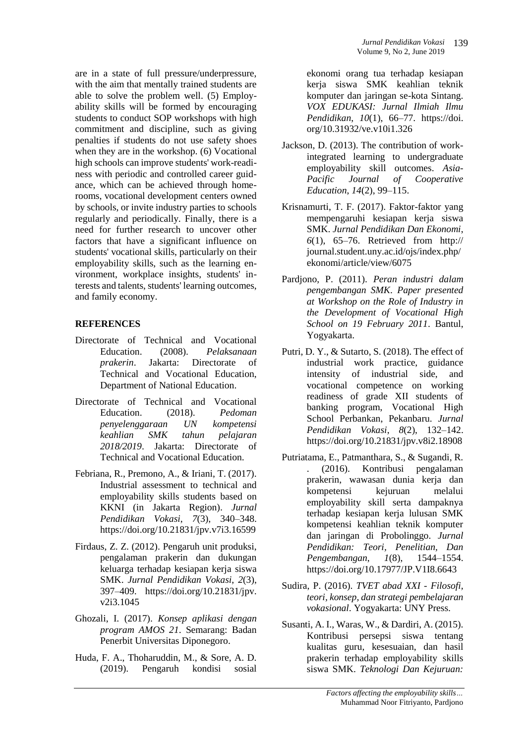are in a state of full pressure/underpressure, with the aim that mentally trained students are able to solve the problem well. (5) Employability skills will be formed by encouraging students to conduct SOP workshops with high commitment and discipline, such as giving penalties if students do not use safety shoes when they are in the workshop. (6) Vocational high schools can improve students' work-readiness with periodic and controlled career guidance, which can be achieved through homerooms, vocational development centers owned by schools, or invite industry parties to schools regularly and periodically. Finally, there is a need for further research to uncover other factors that have a significant influence on students' vocational skills, particularly on their employability skills, such as the learning environment, workplace insights, students' interests and talents, students' learning outcomes, and family economy.

## REFERENCES

Directorate of Technical and Vocational Education. (2008). *Pelaksanaan prakerin*. Jakarta: Directorate of Technical and Vocational Education, Department of National Education.

Directorate of Technical and Vocational Education. (2018). *Pedoman penyelenggaraan UN kompetensi keahlian SMK tahun pelajaran 2018/2019*. Jakarta: Directorate of Technical and Vocational Education.

Febriana, R., Premono, A., & Iriani, T. (2017). Industrial assessment to technical and employability skills students based on KKNI (in Jakarta Region). *Jurnal Pendidikan Vokasi*, *7*(3), 340–348. https://doi.org/10.21831/jpv.v7i3.16599

Firdaus, Z. Z. (2012). Pengaruh unit produksi, pengalaman prakerin dan dukungan keluarga terhadap kesiapan kerja siswa SMK. *Jurnal Pendidikan Vokasi*, *2*(3), 397–409. https://doi.org/10.21831/jpv.v2i3.1045

Ghozali, I. (2017). *Konsep aplikasi dengan program AMOS 21*. Semarang: Badan Penerbit Universitas Diponegoro.

Huda, F. A., Thoharuddin, M., & Sore, A. D. (2019). Pengaruh kondisi sosial ekonomi orang tua terhadap kesiapan kerja siswa SMK keahlian teknik komputer dan jaringan se-kota Sintang. *VOX EDUKASI: Jurnal Ilmiah Ilmu Pendidikan*, *10*(1), 66–77. https://doi.org/10.31932/ve.v10i1.326

Jackson, D. (2013). The contribution of work-integrated learning to undergraduate employability skill outcomes. *Asia-Pacific Journal of Cooperative Education*, *14*(2), 99–115.

Krisnamurti, T. F. (2017). Faktor-faktor yang mempengaruhi kesiapan kerja siswa SMK. *Jurnal Pendidikan Dan Ekonomi*, *6*(1), 65–76. Retrieved from http://journal.student.uny.ac.id/ojs/index.php/ekonomi/article/view/6075

Pardjono, P. (2011). *Peran industri dalam pengembangan SMK*. *Paper presented at Workshop on the Role of Industry in the Development of Vocational High School on 19 February 2011*. Bantul, Yogyakarta.

Putri, D. Y., & Sutarto, S. (2018). The effect of industrial work practice, guidance intensity of industrial side, and vocational competence on working readiness of grade XII students of banking program, Vocational High School Perbankan, Pekanbaru. *Jurnal Pendidikan Vokasi*, *8*(2), 132–142. https://doi.org/10.21831/jpv.v8i2.18908

Putriatama, E., Patmanthara, S., & Sugandi, R. . (2016). Kontribusi pengalaman prakerin, wawasan dunia kerja dan kompetensi kejuruan melalui employability skill serta dampaknya terhadap kesiapan kerja lulusan SMK kompetensi keahlian teknik komputer dan jaringan di Probolinggo. *Jurnal Pendidikan: Teori, Penelitian, Dan Pengembangan*, *1*(8), 1544–1554. https://doi.org/10.17977/JP.V1I8.6643

Sudira, P. (2016). *TVET abad XXI - Filosofi, teori, konsep, dan strategi pembelajaran vokasional*. Yogyakarta: UNY Press.

Susanti, A. I., Waras, W., & Dardiri, A. (2015). Kontribusi persepsi siswa tentang kualitas guru, kesesuaian, dan hasil prakerin terhadap employability skills siswa SMK. *Teknologi Dan Kejuruan:*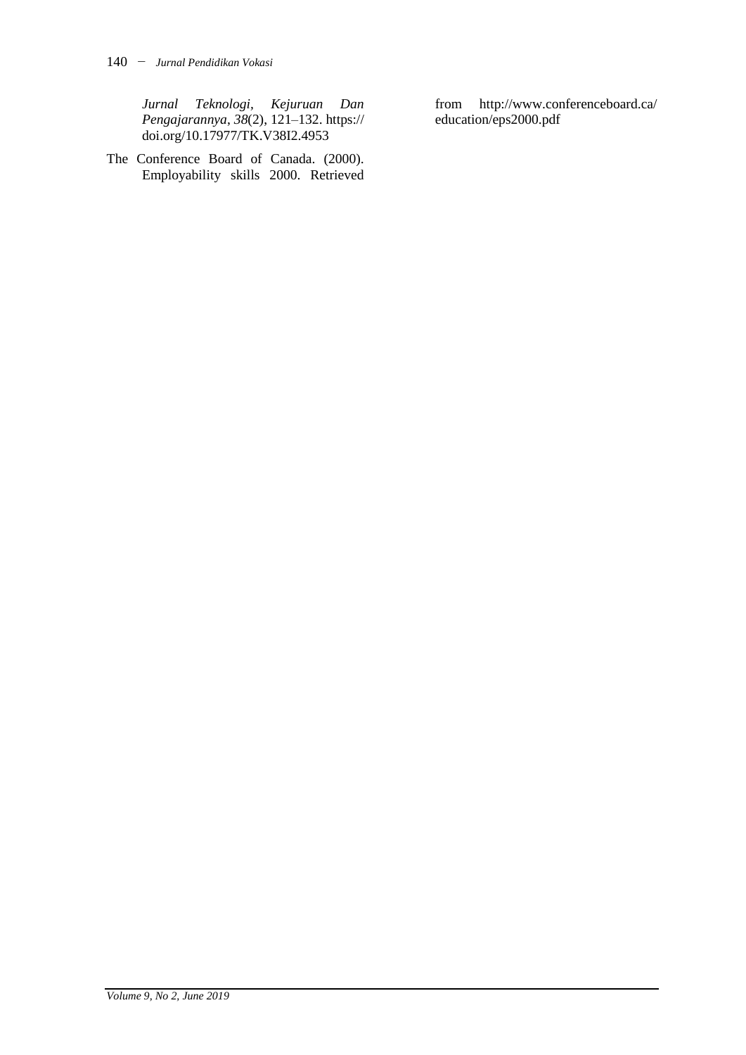*Jurnal Teknologi, Kejuruan Dan Pengajarannya*, *38*(2), 121–132. https://doi.org/10.17977/TK.V38I2.4953

The Conference Board of Canada. (2000). Employability skills 2000. Retrieved from http://www.conferenceboard.ca/education/eps2000.pdf